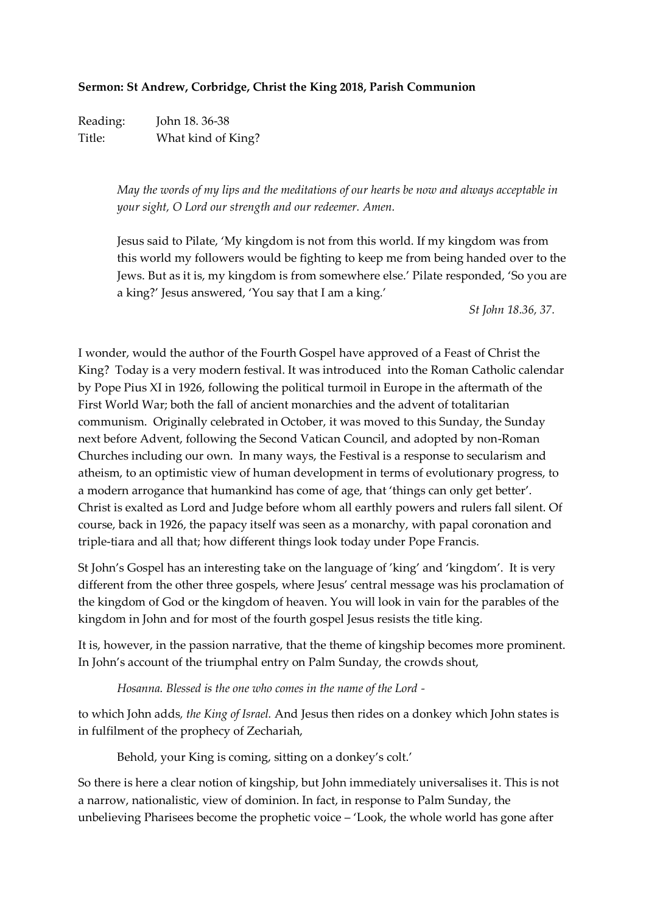**Sermon: St Andrew, Corbridge, Christ the King 2018, Parish Communion**

Reading: John 18. 36-38
Title: What kind of King?

> *May the words of my lips and the meditations of our hearts be now and always acceptable in your sight, O Lord our strength and our redeemer. Amen.*
>
> Jesus said to Pilate, 'My kingdom is not from this world. If my kingdom was from this world my followers would be fighting to keep me from being handed over to the Jews. But as it is, my kingdom is from somewhere else.' Pilate responded, 'So you are a king?' Jesus answered, 'You say that I am a king.'
>
> *St John 18.36, 37.*

I wonder, would the author of the Fourth Gospel have approved of a Feast of Christ the King? Today is a very modern festival. It was introduced into the Roman Catholic calendar by Pope Pius XI in 1926, following the political turmoil in Europe in the aftermath of the First World War; both the fall of ancient monarchies and the advent of totalitarian communism. Originally celebrated in October, it was moved to this Sunday, the Sunday next before Advent, following the Second Vatican Council, and adopted by non-Roman Churches including our own. In many ways, the Festival is a response to secularism and atheism, to an optimistic view of human development in terms of evolutionary progress, to a modern arrogance that humankind has come of age, that 'things can only get better'. Christ is exalted as Lord and Judge before whom all earthly powers and rulers fall silent. Of course, back in 1926, the papacy itself was seen as a monarchy, with papal coronation and triple-tiara and all that; how different things look today under Pope Francis.

St John's Gospel has an interesting take on the language of 'king' and 'kingdom'. It is very different from the other three gospels, where Jesus' central message was his proclamation of the kingdom of God or the kingdom of heaven. You will look in vain for the parables of the kingdom in John and for most of the fourth gospel Jesus resists the title king.

It is, however, in the passion narrative, that the theme of kingship becomes more prominent. In John's account of the triumphal entry on Palm Sunday, the crowds shout,

> *Hosanna. Blessed is the one who comes in the name of the Lord -*

to which John adds, *the King of Israel.* And Jesus then rides on a donkey which John states is in fulfilment of the prophecy of Zechariah,

> Behold, your King is coming, sitting on a donkey's colt.'

So there is here a clear notion of kingship, but John immediately universalises it. This is not a narrow, nationalistic, view of dominion. In fact, in response to Palm Sunday, the unbelieving Pharisees become the prophetic voice – 'Look, the whole world has gone after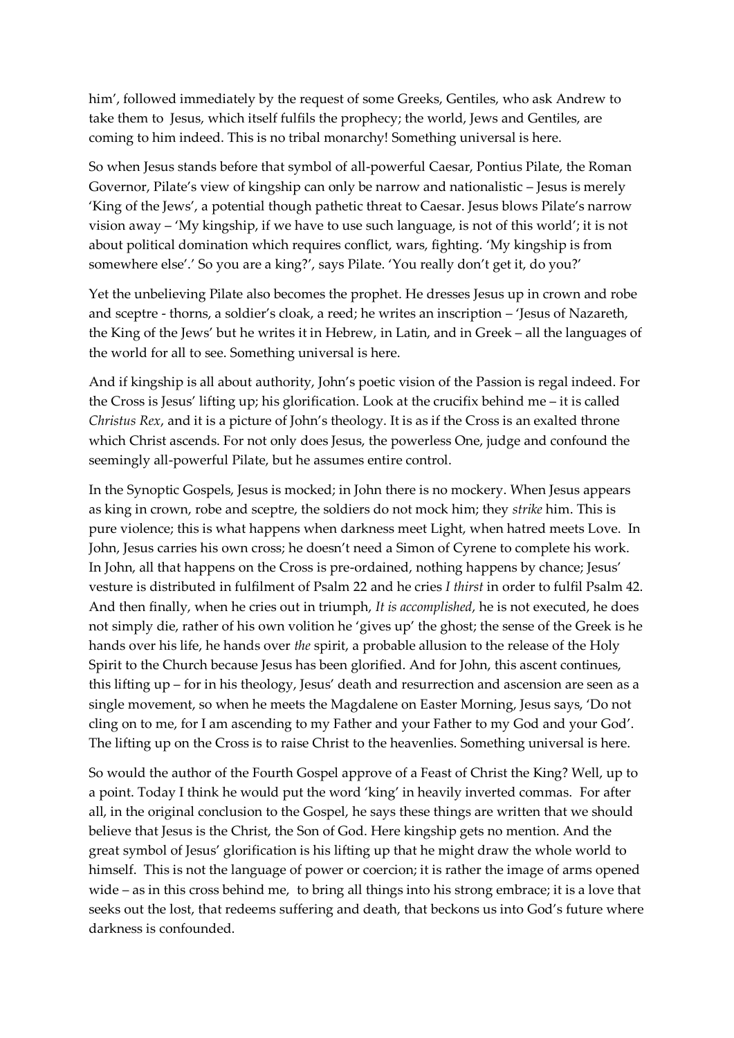him', followed immediately by the request of some Greeks, Gentiles, who ask Andrew to take them to Jesus, which itself fulfils the prophecy; the world, Jews and Gentiles, are coming to him indeed. This is no tribal monarchy! Something universal is here.

So when Jesus stands before that symbol of all-powerful Caesar, Pontius Pilate, the Roman Governor, Pilate's view of kingship can only be narrow and nationalistic – Jesus is merely 'King of the Jews', a potential though pathetic threat to Caesar. Jesus blows Pilate's narrow vision away – 'My kingship, if we have to use such language, is not of this world'; it is not about political domination which requires conflict, wars, fighting. 'My kingship is from somewhere else'.' So you are a king?', says Pilate. 'You really don't get it, do you?'

Yet the unbelieving Pilate also becomes the prophet. He dresses Jesus up in crown and robe and sceptre - thorns, a soldier's cloak, a reed; he writes an inscription – 'Jesus of Nazareth, the King of the Jews' but he writes it in Hebrew, in Latin, and in Greek – all the languages of the world for all to see. Something universal is here.

And if kingship is all about authority, John's poetic vision of the Passion is regal indeed. For the Cross is Jesus' lifting up; his glorification. Look at the crucifix behind me – it is called *Christus Rex*, and it is a picture of John's theology. It is as if the Cross is an exalted throne which Christ ascends. For not only does Jesus, the powerless One, judge and confound the seemingly all-powerful Pilate, but he assumes entire control.

In the Synoptic Gospels, Jesus is mocked; in John there is no mockery. When Jesus appears as king in crown, robe and sceptre, the soldiers do not mock him; they *strike* him. This is pure violence; this is what happens when darkness meet Light, when hatred meets Love. In John, Jesus carries his own cross; he doesn't need a Simon of Cyrene to complete his work. In John, all that happens on the Cross is pre-ordained, nothing happens by chance; Jesus' vesture is distributed in fulfilment of Psalm 22 and he cries *I thirst* in order to fulfil Psalm 42. And then finally, when he cries out in triumph, *It is accomplished*, he is not executed, he does not simply die, rather of his own volition he 'gives up' the ghost; the sense of the Greek is he hands over his life, he hands over *the* spirit, a probable allusion to the release of the Holy Spirit to the Church because Jesus has been glorified. And for John, this ascent continues, this lifting up – for in his theology, Jesus' death and resurrection and ascension are seen as a single movement, so when he meets the Magdalene on Easter Morning, Jesus says, 'Do not cling on to me, for I am ascending to my Father and your Father to my God and your God'. The lifting up on the Cross is to raise Christ to the heavenlies. Something universal is here.

So would the author of the Fourth Gospel approve of a Feast of Christ the King? Well, up to a point. Today I think he would put the word 'king' in heavily inverted commas. For after all, in the original conclusion to the Gospel, he says these things are written that we should believe that Jesus is the Christ, the Son of God. Here kingship gets no mention. And the great symbol of Jesus' glorification is his lifting up that he might draw the whole world to himself. This is not the language of power or coercion; it is rather the image of arms opened wide – as in this cross behind me, to bring all things into his strong embrace; it is a love that seeks out the lost, that redeems suffering and death, that beckons us into God's future where darkness is confounded.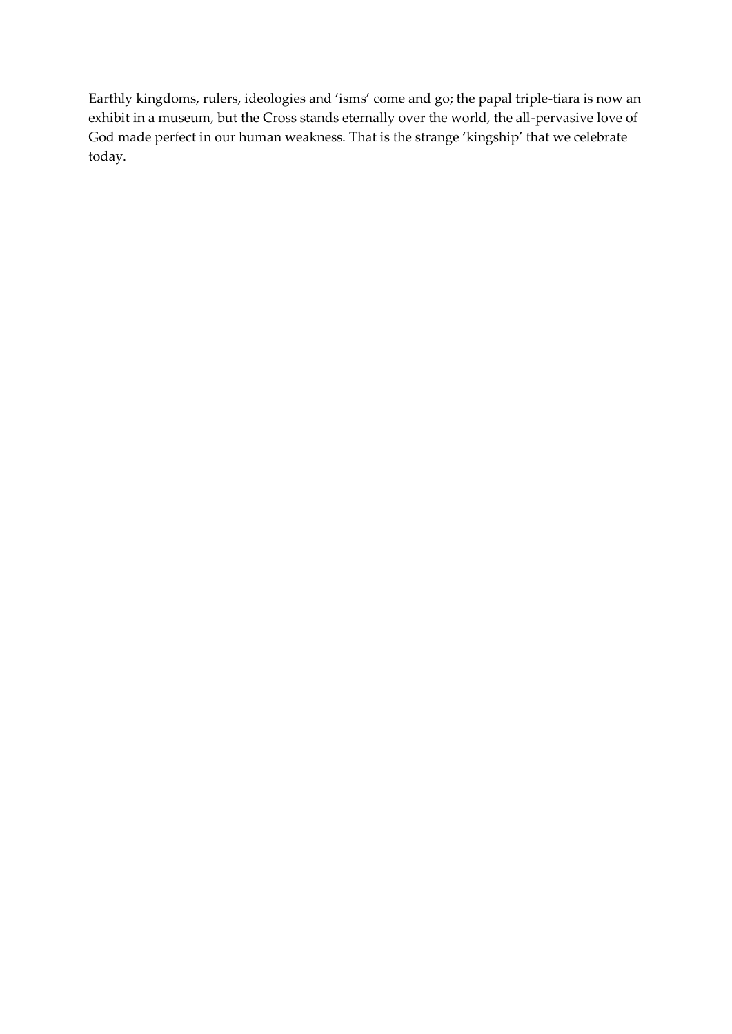Earthly kingdoms, rulers, ideologies and 'isms' come and go; the papal triple-tiara is now an exhibit in a museum, but the Cross stands eternally over the world, the all-pervasive love of God made perfect in our human weakness. That is the strange 'kingship' that we celebrate today.